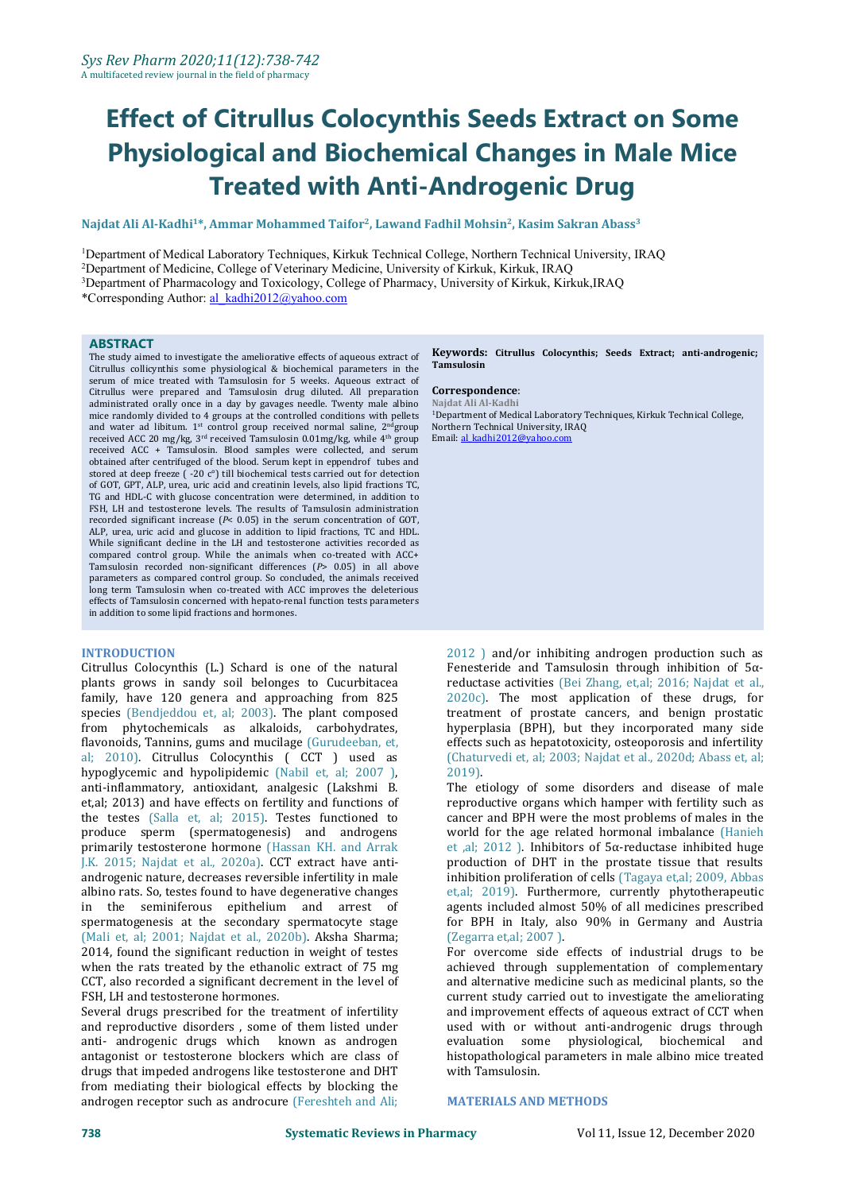# Effect of Citrullus Colocynthis Seeds Extract on Some Physiological and Biochemical Changes in Male Mice Treated with Anti-Androgenic Drug

**Najdat Ali Al-Kadhi[1]*, Ammar Mohammed Taifor[2], Lawand Fadhil Mohsin[2], Kasim Sakran Abass[3]**

[1]Department of Medical Laboratory Techniques, Kirkuk Technical College, Northern Technical University, IRAQ
[2]Department of Medicine, College of Veterinary Medicine, University of Kirkuk, Kirkuk, IRAQ
[3]Department of Pharmacology and Toxicology, College of Pharmacy, University of Kirkuk, Kirkuk,IRAQ
*Corresponding Author: al_kadhi2012@yahoo.com

## ABSTRACT

The study aimed to investigate the ameliorative effects of aqueous extract of Citrullus collicynthis some physiological & biochemical parameters in the serum of mice treated with Tamsulosin for 5 weeks. Aqueous extract of Citrullus were prepared and Tamsulosin drug diluted. All preparation administrated orally once in a day by gavages needle. Twenty male albino mice randomly divided to 4 groups at the controlled conditions with pellets and water ad libitum. 1st control group received normal saline, 2nd group received ACC 20 mg/kg, 3rd received Tamsulosin 0.01mg/kg, while 4th group received ACC + Tamsulosin. Blood samples were collected, and serum obtained after centrifuged of the blood. Serum kept in eppendrof tubes and stored at deep freeze ( -20 c°) till biochemical tests carried out for detection of GOT, GPT, ALP, urea, uric acid and creatinin levels, also lipid fractions TC, TG and HDL-C with glucose concentration were determined, in addition to FSH, LH and testosterone levels. The results of Tamsulosin administration recorded significant increase ($P < 0.05$) in the serum concentration of GOT, ALP, urea, uric acid and glucose in addition to lipid fractions, TC and HDL. While significant decline in the LH and testosterone activities recorded as compared control group. While the animals when co-treated with ACC+ Tamsulosin recorded non-significant differences ($P > 0.05$) in all above parameters as compared control group. So concluded, the animals received long term Tamsulosin when co-treated with ACC improves the deleterious effects of Tamsulosin concerned with hepato-renal function tests parameters in addition to some lipid fractions and hormones.

**Keywords:** Citrullus Colocynthis; Seeds Extract; anti-androgenic; Tamsulosin

**Correspondence**:
Najdat Ali Al-Kadhi
[1]Department of Medical Laboratory Techniques, Kirkuk Technical College, Northern Technical University, IRAQ
Email: al_kadhi2012@yahoo.com

## INTRODUCTION

Citrullus Colocynthis (L.) Schard is one of the natural plants grows in sandy soil belonges to Cucurbitacea family, have 120 genera and approaching from 825 species (Bendjeddou et, al; 2003). The plant composed from phytochemicals as alkaloids, carbohydrates, flavonoids, Tannins, gums and mucilage (Gurudeeban, et, al; 2010). Citrullus Colocynthis ( CCT ) used as hypoglycemic and hypolipidemic (Nabil et, al; 2007 ), anti-inflammatory, antioxidant, analgesic (Lakshmi B. et,al; 2013) and have effects on fertility and functions of the testes (Salla et, al; 2015). Testes functioned to produce sperm (spermatogenesis) and androgens primarily testosterone hormone (Hassan KH. and Arrak J.K. 2015; Najdat et al., 2020a). CCT extract have anti-androgenic nature, decreases reversible infertility in male albino rats. So, testes found to have degenerative changes in the seminiferous epithelium and arrest of spermatogenesis at the secondary spermatocyte stage (Mali et, al; 2001; Najdat et al., 2020b). Aksha Sharma; 2014, found the significant reduction in weight of testes when the rats treated by the ethanolic extract of 75 mg CCT, also recorded a significant decrement in the level of FSH, LH and testosterone hormones.

Several drugs prescribed for the treatment of infertility and reproductive disorders , some of them listed under anti- androgenic drugs which known as androgen antagonist or testosterone blockers which are class of drugs that impeded androgens like testosterone and DHT from mediating their biological effects by blocking the androgen receptor such as androcure (Fereshteh and Ali; 2012 ) and/or inhibiting androgen production such as Fenesteride and Tamsulosin through inhibition of 5α-reductase activities (Bei Zhang, et,al; 2016; Najdat et al., 2020c). The most application of these drugs, for treatment of prostate cancers, and benign prostatic hyperplasia (BPH), but they incorporated many side effects such as hepatotoxicity, osteoporosis and infertility (Chaturvedi et, al; 2003; Najdat et al., 2020d; Abass et, al; 2019).

The etiology of some disorders and disease of male reproductive organs which hamper with fertility such as cancer and BPH were the most problems of males in the world for the age related hormonal imbalance (Hanieh et ,al; 2012 ). Inhibitors of 5α-reductase inhibited huge production of DHT in the prostate tissue that results inhibition proliferation of cells (Tagaya et,al; 2009, Abbas et,al; 2019). Furthermore, currently phytotherapeutic agents included almost 50% of all medicines prescribed for BPH in Italy, also 90% in Germany and Austria (Zegarra et,al; 2007 ).

For overcome side effects of industrial drugs to be achieved through supplementation of complementary and alternative medicine such as medicinal plants, so the current study carried out to investigate the ameliorating and improvement effects of aqueous extract of CCT when used with or without anti-androgenic drugs through evaluation some physiological, biochemical and histopathological parameters in male albino mice treated with Tamsulosin.

## MATERIALS AND METHODS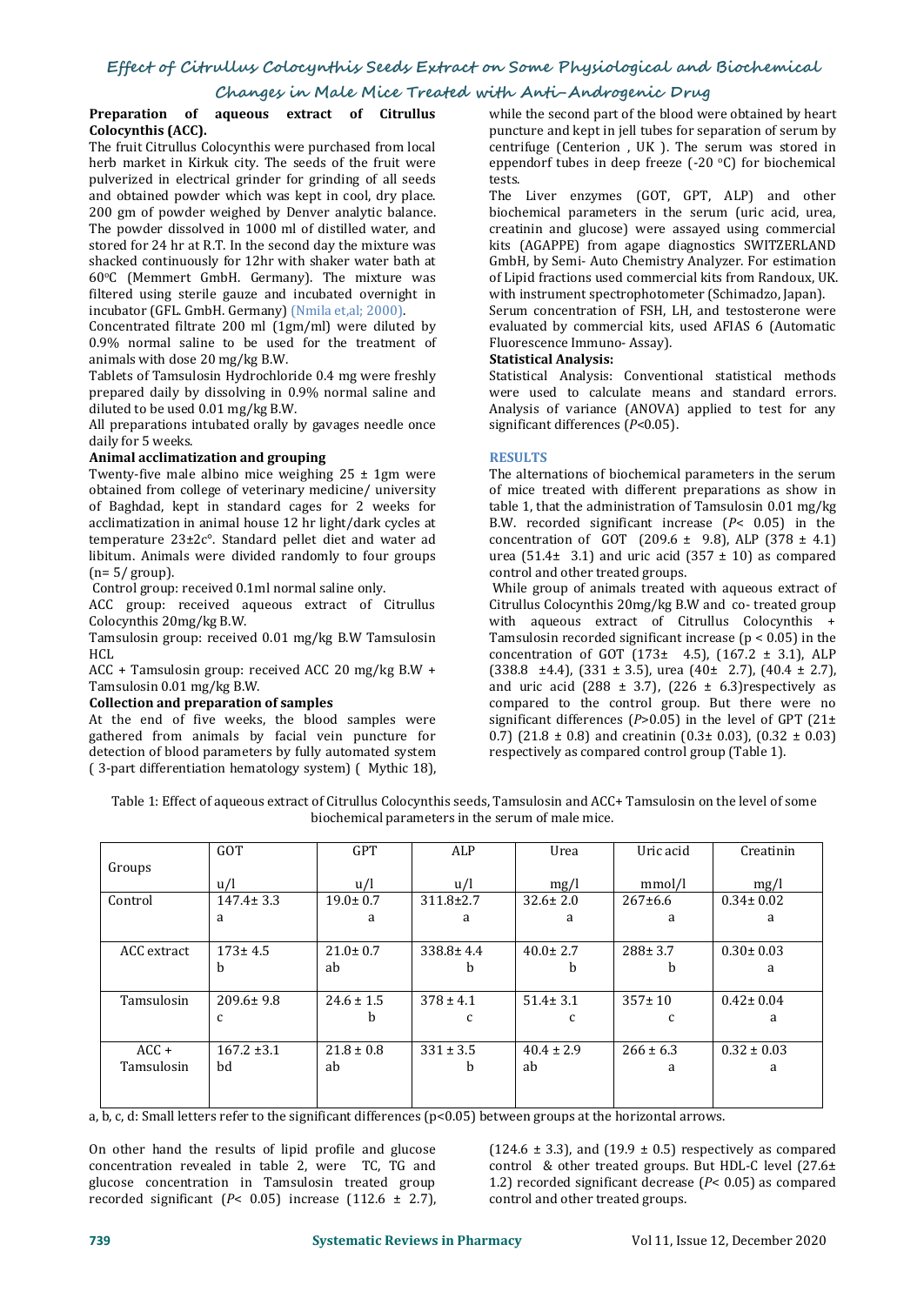**Preparation of aqueous extract of Citrullus Colocynthis (ACC).**

The fruit Citrullus Colocynthis were purchased from local herb market in Kirkuk city. The seeds of the fruit were pulverized in electrical grinder for grinding of all seeds and obtained powder which was kept in cool, dry place. 200 gm of powder weighed by Denver analytic balance. The powder dissolved in 1000 ml of distilled water, and stored for 24 hr at R.T. In the second day the mixture was shacked continuously for 12hr with shaker water bath at 60°C (Memmert GmbH. Germany). The mixture was filtered using sterile gauze and incubated overnight in incubator (GFL. GmbH. Germany) (Nmila et,al; 2000).

Concentrated filtrate 200 ml (1gm/ml) were diluted by 0.9% normal saline to be used for the treatment of animals with dose 20 mg/kg B.W.

Tablets of Tamsulosin Hydrochloride 0.4 mg were freshly prepared daily by dissolving in 0.9% normal saline and diluted to be used 0.01 mg/kg B.W.

All preparations intubated orally by gavages needle once daily for 5 weeks.

**Animal acclimatization and grouping**

Twenty-five male albino mice weighing 25 ± 1gm were obtained from college of veterinary medicine/ university of Baghdad, kept in standard cages for 2 weeks for acclimatization in animal house 12 hr light/dark cycles at temperature 23±2c°. Standard pellet diet and water ad libitum. Animals were divided randomly to four groups (n= 5/ group).

Control group: received 0.1ml normal saline only.

ACC group: received aqueous extract of Citrullus Colocynthis 20mg/kg B.W.

Tamsulosin group: received 0.01 mg/kg B.W Tamsulosin HCL

ACC + Tamsulosin group: received ACC 20 mg/kg B.W + Tamsulosin 0.01 mg/kg B.W.

**Collection and preparation of samples**

At the end of five weeks, the blood samples were gathered from animals by facial vein puncture for detection of blood parameters by fully automated system ( 3-part differentiation hematology system) ( Mythic 18), while the second part of the blood were obtained by heart puncture and kept in jell tubes for separation of serum by centrifuge (Centerion , UK ). The serum was stored in eppendorf tubes in deep freeze (-20 °C) for biochemical tests.

The Liver enzymes (GOT, GPT, ALP) and other biochemical parameters in the serum (uric acid, urea, creatinin and glucose) were assayed using commercial kits (AGAPPE) from agape diagnostics SWITZERLAND GmbH, by Semi- Auto Chemistry Analyzer. For estimation of Lipid fractions used commercial kits from Randoux, UK. with instrument spectrophotometer (Schimadzo, Japan).

Serum concentration of FSH, LH, and testosterone were evaluated by commercial kits, used AFIAS 6 (Automatic Fluorescence Immuno- Assay).

**Statistical Analysis:**

Statistical Analysis: Conventional statistical methods were used to calculate means and standard errors. Analysis of variance (ANOVA) applied to test for any significant differences (*P*<0.05).

## RESULTS

The alternations of biochemical parameters in the serum of mice treated with different preparations as show in table 1, that the administration of Tamsulosin 0.01 mg/kg B.W. recorded significant increase (*P*< 0.05) in the concentration of GOT (209.6 ± 9.8), ALP (378 ± 4.1) urea (51.4± 3.1) and uric acid (357 ± 10) as compared control and other treated groups.

While group of animals treated with aqueous extract of Citrullus Colocynthis 20mg/kg B.W and co- treated group with aqueous extract of Citrullus Colocynthis + Tamsulosin recorded significant increase (p < 0.05) in the concentration of GOT (173± 4.5), (167.2 ± 3.1), ALP (338.8 ±4.4), (331 ± 3.5), urea (40± 2.7), (40.4 ± 2.7), and uric acid (288 ± 3.7), (226 ± 6.3)respectively as compared to the control group. But there were no significant differences (*P*>0.05) in the level of GPT (21± 0.7) (21.8 ± 0.8) and creatinin (0.3± 0.03), (0.32 ± 0.03) respectively as compared control group (Table 1).

Table 1: Effect of aqueous extract of Citrullus Colocynthis seeds, Tamsulosin and ACC+ Tamsulosin on the level of some biochemical parameters in the serum of male mice.

| Groups | GOT u/l | GPT u/l | ALP u/l | Urea mg/l | Uric acid mmol/l | Creatinin mg/l |
|---|---|---|---|---|---|---|
| Control | 147.4± 3.3 a | 19.0± 0.7 a | 311.8±2.7 a | 32.6± 2.0 a | 267±6.6 a | 0.34± 0.02 a |
| ACC extract | 173± 4.5 b | 21.0± 0.7 ab | 338.8± 4.4 b | 40.0± 2.7 b | 288± 3.7 b | 0.30± 0.03 a |
| Tamsulosin | 209.6± 9.8 c | 24.6 ± 1.5 b | 378 ± 4.1 c | 51.4± 3.1 c | 357± 10 c | 0.42± 0.04 a |
| ACC + Tamsulosin | 167.2 ±3.1 bd | 21.8 ± 0.8 ab | 331 ± 3.5 b | 40.4 ± 2.9 ab | 266 ± 6.3 a | 0.32 ± 0.03 a |

a, b, c, d: Small letters refer to the significant differences (p<0.05) between groups at the horizontal arrows.

On other hand the results of lipid profile and glucose concentration revealed in table 2, were TC, TG and glucose concentration in Tamsulosin treated group recorded significant (*P*< 0.05) increase (112.6 ± 2.7), (124.6 ± 3.3), and (19.9 ± 0.5) respectively as compared control & other treated groups. But HDL-C level (27.6± 1.2) recorded significant decrease (*P*< 0.05) as compared control and other treated groups.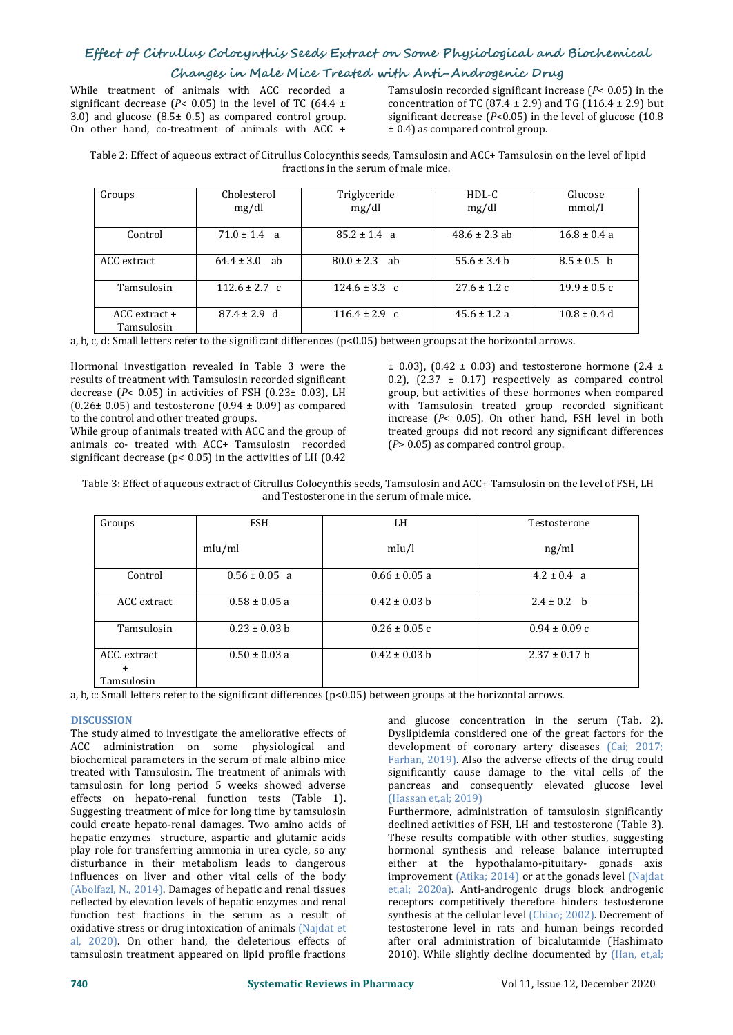While treatment of animals with ACC recorded a significant decrease ($P < 0.05$) in the level of TC (64.4 ± 3.0) and glucose (8.5± 0.5) as compared control group. On other hand, co-treatment of animals with ACC + Tamsulosin recorded significant increase ($P < 0.05$) in the concentration of TC (87.4 ± 2.9) and TG (116.4 ± 2.9) but significant decrease ($P<0.05$) in the level of glucose (10.8 ± 0.4) as compared control group.

Table 2: Effect of aqueous extract of Citrullus Colocynthis seeds, Tamsulosin and ACC+ Tamsulosin on the level of lipid fractions in the serum of male mice.

| Groups | Cholesterol mg/dl | Triglyceride mg/dl | HDL-C mg/dl | Glucose mmol/l |
|---|---|---|---|---|
| Control | 71.0 ± 1.4 a | 85.2 ± 1.4 a | 48.6 ± 2.3 ab | 16.8 ± 0.4 a |
| ACC extract | 64.4 ± 3.0 ab | 80.0 ± 2.3 ab | 55.6 ± 3.4 b | 8.5 ± 0.5 b |
| Tamsulosin | 112.6 ± 2.7 c | 124.6 ± 3.3 c | 27.6 ± 1.2 c | 19.9 ± 0.5 c |
| ACC extract + Tamsulosin | 87.4 ± 2.9 d | 116.4 ± 2.9 c | 45.6 ± 1.2 a | 10.8 ± 0.4 d |

a, b, c, d: Small letters refer to the significant differences (p<0.05) between groups at the horizontal arrows.

Hormonal investigation revealed in Table 3 were the results of treatment with Tamsulosin recorded significant decrease ($P < 0.05$) in activities of FSH (0.23± 0.03), LH (0.26± 0.05) and testosterone (0.94 ± 0.09) as compared to the control and other treated groups.

While group of animals treated with ACC and the group of animals co- treated with ACC+ Tamsulosin recorded significant decrease (p< 0.05) in the activities of LH (0.42 ± 0.03), (0.42 ± 0.03) and testosterone hormone (2.4 ± 0.2), (2.37 ± 0.17) respectively as compared control group, but activities of these hormones when compared with Tamsulosin treated group recorded significant increase ($P < 0.05$). On other hand, FSH level in both treated groups did not record any significant differences ($P > 0.05$) as compared control group.

Table 3: Effect of aqueous extract of Citrullus Colocynthis seeds, Tamsulosin and ACC+ Tamsulosin on the level of FSH, LH and Testosterone in the serum of male mice.

| Groups | FSH mIu/ml | LH mIu/l | Testosterone ng/ml |
|---|---|---|---|
| Control | 0.56 ± 0.05 a | 0.66 ± 0.05 a | 4.2 ± 0.4 a |
| ACC extract | 0.58 ± 0.05 a | 0.42 ± 0.03 b | 2.4 ± 0.2 b |
| Tamsulosin | 0.23 ± 0.03 b | 0.26 ± 0.05 c | 0.94 ± 0.09 c |
| ACC. extract + Tamsulosin | 0.50 ± 0.03 a | 0.42 ± 0.03 b | 2.37 ± 0.17 b |

a, b, c: Small letters refer to the significant differences (p<0.05) between groups at the horizontal arrows.

## DISCUSSION

The study aimed to investigate the ameliorative effects of ACC administration on some physiological and biochemical parameters in the serum of male albino mice treated with Tamsulosin. The treatment of animals with tamsulosin for long period 5 weeks showed adverse effects on hepato-renal function tests (Table 1). Suggesting treatment of mice for long time by tamsulosin could create hepato-renal damages. Two amino acids of hepatic enzymes structure, aspartic and glutamic acids play role for transferring ammonia in urea cycle, so any disturbance in their metabolism leads to dangerous influences on liver and other vital cells of the body (Abolfazl, N., 2014). Damages of hepatic and renal tissues reflected by elevation levels of hepatic enzymes and renal function test fractions in the serum as a result of oxidative stress or drug intoxication of animals (Najdat et al, 2020). On other hand, the deleterious effects of tamsulosin treatment appeared on lipid profile fractions and glucose concentration in the serum (Tab. 2). Dyslipidemia considered one of the great factors for the development of coronary artery diseases (Cai; 2017; Farhan, 2019). Also the adverse effects of the drug could significantly cause damage to the vital cells of the pancreas and consequently elevated glucose level (Hassan et,al; 2019)

Furthermore, administration of tamsulosin significantly declined activities of FSH, LH and testosterone (Table 3). These results compatible with other studies, suggesting hormonal synthesis and release balance interrupted either at the hypothalamo-pituitary- gonads axis improvement (Atika; 2014) or at the gonads level (Najdat et,al; 2020a). Anti-androgenic drugs block androgenic receptors competitively therefore hinders testosterone synthesis at the cellular level (Chiao; 2002). Decrement of testosterone level in rats and human beings recorded after oral administration of bicalutamide (Hashimato 2010). While slightly decline documented by (Han, et,al;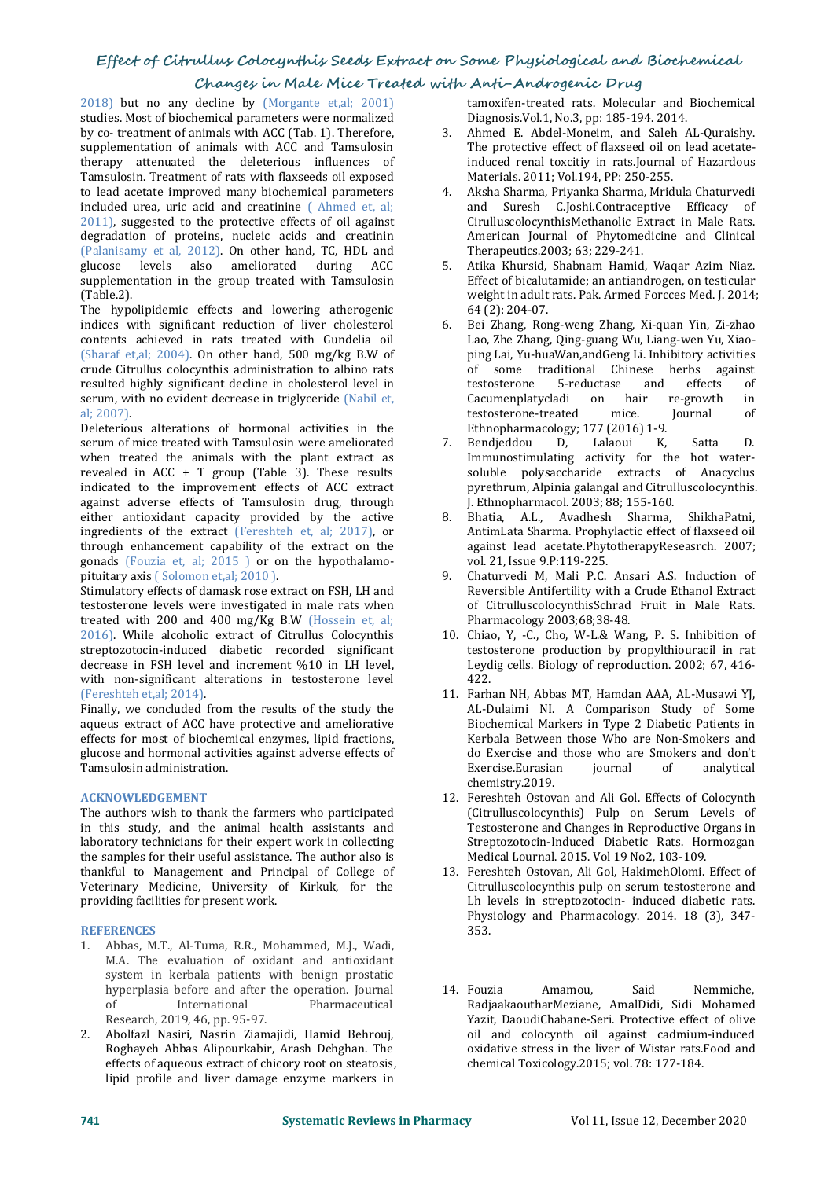2018) but no any decline by (Morgante et,al; 2001) studies. Most of biochemical parameters were normalized by co- treatment of animals with ACC (Tab. 1). Therefore, supplementation of animals with ACC and Tamsulosin therapy attenuated the deleterious influences of Tamsulosin. Treatment of rats with flaxseeds oil exposed to lead acetate improved many biochemical parameters included urea, uric acid and creatinine ( Ahmed et, al; 2011), suggested to the protective effects of oil against degradation of proteins, nucleic acids and creatinin (Palanisamy et al, 2012). On other hand, TC, HDL and glucose levels also ameliorated during ACC supplementation in the group treated with Tamsulosin (Table.2).

The hypolipidemic effects and lowering atherogenic indices with significant reduction of liver cholesterol contents achieved in rats treated with Gundelia oil (Sharaf et,al; 2004). On other hand, 500 mg/kg B.W of crude Citrullus colocynthis administration to albino rats resulted highly significant decline in cholesterol level in serum, with no evident decrease in triglyceride (Nabil et, al; 2007).

Deleterious alterations of hormonal activities in the serum of mice treated with Tamsulosin were ameliorated when treated the animals with the plant extract as revealed in ACC + T group (Table 3). These results indicated to the improvement effects of ACC extract against adverse effects of Tamsulosin drug, through either antioxidant capacity provided by the active ingredients of the extract (Fereshteh et, al; 2017), or through enhancement capability of the extract on the gonads (Fouzia et, al; 2015 ) or on the hypothalamo-pituitary axis ( Solomon et,al; 2010 ).

Stimulatory effects of damask rose extract on FSH, LH and testosterone levels were investigated in male rats when treated with 200 and 400 mg/Kg B.W (Hossein et, al; 2016). While alcoholic extract of Citrullus Colocynthis streptozotocin-induced diabetic recorded significant decrease in FSH level and increment %10 in LH level, with non-significant alterations in testosterone level (Fereshteh et,al; 2014).

Finally, we concluded from the results of the study the aqueus extract of ACC have protective and ameliorative effects for most of biochemical enzymes, lipid fractions, glucose and hormonal activities against adverse effects of Tamsulosin administration.

## ACKNOWLEDGEMENT

The authors wish to thank the farmers who participated in this study, and the animal health assistants and laboratory technicians for their expert work in collecting the samples for their useful assistance. The author also is thankful to Management and Principal of College of Veterinary Medicine, University of Kirkuk, for the providing facilities for present work.

## REFERENCES

1. Abbas, M.T., Al-Tuma, R.R., Mohammed, M.J., Wadi, M.A. The evaluation of oxidant and antioxidant system in kerbala patients with benign prostatic hyperplasia before and after the operation. Journal of International Pharmaceutical Research, 2019, 46, pp. 95-97.
2. Abolfazl Nasiri, Nasrin Ziamajidi, Hamid Behrouj, Roghayeh Abbas Alipourkabir, Arash Dehghan. The effects of aqueous extract of chicory root on steatosis, lipid profile and liver damage enzyme markers in tamoxifen-treated rats. Molecular and Biochemical Diagnosis.Vol.1, No.3, pp: 185-194. 2014.
3. Ahmed E. Abdel-Moneim, and Saleh AL-Quraishy. The protective effect of flaxseed oil on lead acetate-induced renal toxcitiy in rats.Journal of Hazardous Materials. 2011; Vol.194, PP: 250-255.
4. Aksha Sharma, Priyanka Sharma, Mridula Chaturvedi and Suresh C.Joshi.Contraceptive Efficacy of CirulluscolocynthisMethanolic Extract in Male Rats. American Journal of Phytomedicine and Clinical Therapeutics.2003; 63; 229-241.
5. Atika Khursid, Shabnam Hamid, Waqar Azim Niaz. Effect of bicalutamide; an antiandrogen, on testicular weight in adult rats. Pak. Armed Forcces Med. J. 2014; 64 (2): 204-07.
6. Bei Zhang, Rong-weng Zhang, Xi-quan Yin, Zi-zhao Lao, Zhe Zhang, Qing-guang Wu, Liang-wen Yu, Xiao-ping Lai, Yu-huaWan,andGeng Li. Inhibitory activities of some traditional Chinese herbs against testosterone 5-reductase and effects of Cacumenplatycladi on hair re-growth in testosterone-treated mice. Journal of Ethnopharmacology; 177 (2016) 1-9.
7. Bendjeddou D, Lalaoui K, Satta D. Immunostimulating activity for the hot water-soluble polysaccharide extracts of Anacyclus pyrethrum, Alpinia galangal and Citrulluscolocynthis. J. Ethnopharmacol. 2003; 88; 155-160.
8. Bhatia, A.L., Avadhesh Sharma, ShikhaPatni, AntimLata Sharma. Prophylactic effect of flaxseed oil against lead acetate.PhytotherapyReseasrch. 2007; vol. 21, Issue 9.P:119-225.
9. Chaturvedi M, Mali P.C. Ansari A.S. Induction of Reversible Antifertility with a Crude Ethanol Extract of CitrulluscolocynthisSchrad Fruit in Male Rats. Pharmacology 2003;68;38-48.
10. Chiao, Y, -C., Cho, W-L.& Wang, P. S. Inhibition of testosterone production by propylthiouracil in rat Leydig cells. Biology of reproduction. 2002; 67, 416-422.
11. Farhan NH, Abbas MT, Hamdan AAA, AL-Musawi YJ, AL-Dulaimi NI. A Comparison Study of Some Biochemical Markers in Type 2 Diabetic Patients in Kerbala Between those Who are Non-Smokers and do Exercise and those who are Smokers and don't Exercise.Eurasian journal of analytical chemistry.2019.
12. Fereshteh Ostovan and Ali Gol. Effects of Colocynth (Citrulluscolocynthis) Pulp on Serum Levels of Testosterone and Changes in Reproductive Organs in Streptozotocin-Induced Diabetic Rats. Hormozgan Medical Lournal. 2015. Vol 19 No2, 103-109.
13. Fereshteh Ostovan, Ali Gol, HakimehOlomi. Effect of Citrulluscolocynthis pulp on serum testosterone and Lh levels in streptozotocin- induced diabetic rats. Physiology and Pharmacology. 2014. 18 (3), 347-353.
14. Fouzia Amamou, Said Nemmiche, RadjaakaoutharMeziane, AmalDidi, Sidi Mohamed Yazit, DaoudiChabane-Seri. Protective effect of olive oil and colocynth oil against cadmium-induced oxidative stress in the liver of Wistar rats.Food and chemical Toxicology.2015; vol. 78: 177-184.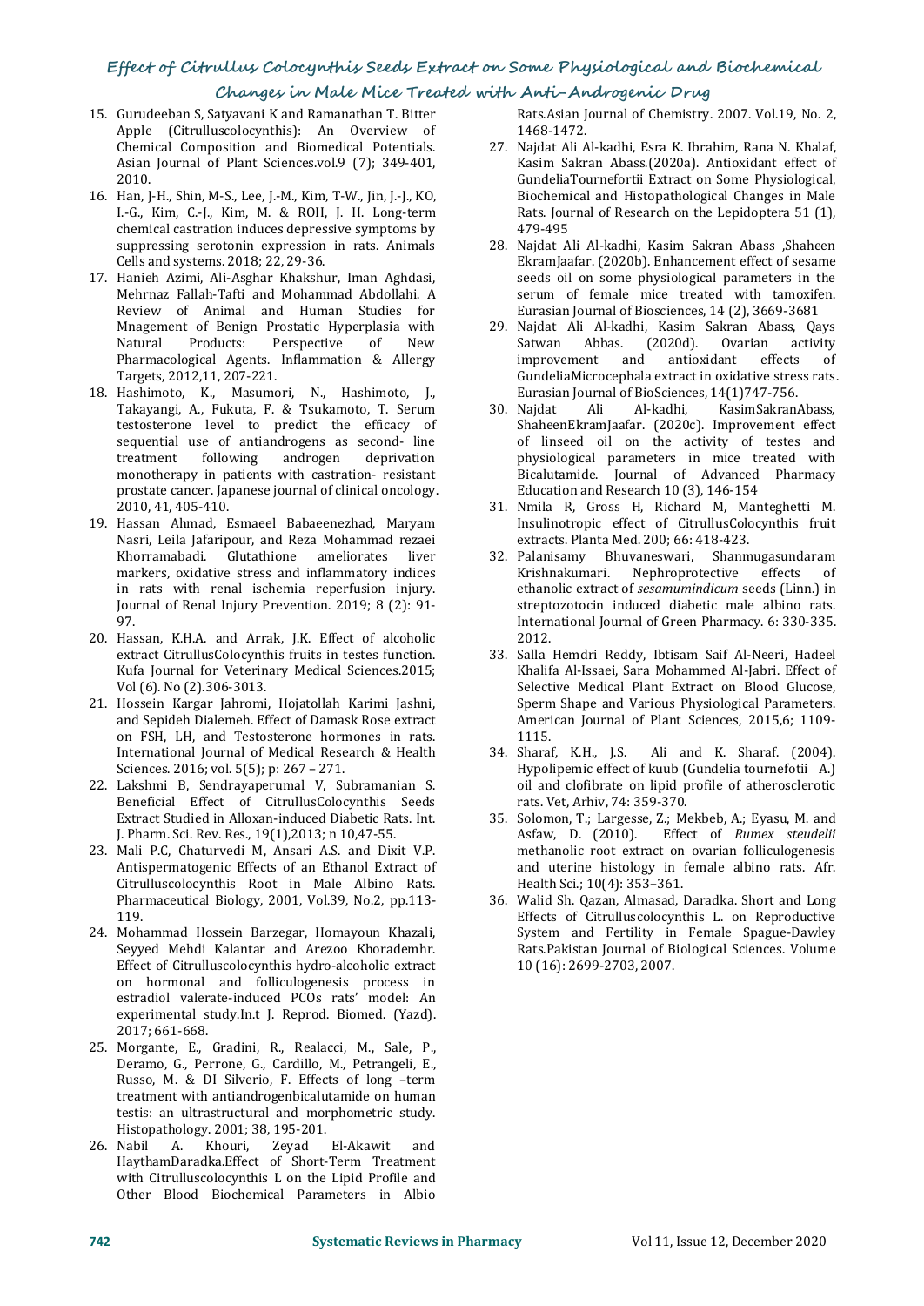15. Gurudeeban S, Satyavani K and Ramanathan T. Bitter Apple (Citrulluscolocynthis): An Overview of Chemical Composition and Biomedical Potentials. Asian Journal of Plant Sciences.vol.9 (7); 349-401, 2010.
16. Han, J-H., Shin, M-S., Lee, J.-M., Kim, T-W., Jin, J.-J., KO, I.-G., Kim, C.-J., Kim, M. & ROH, J. H. Long-term chemical castration induces depressive symptoms by suppressing serotonin expression in rats. Animals Cells and systems. 2018; 22, 29-36.
17. Hanieh Azimi, Ali-Asghar Khakshur, Iman Aghdasi, Mehrnaz Fallah-Tafti and Mohammad Abdollahi. A Review of Animal and Human Studies for Mnagement of Benign Prostatic Hyperplasia with Natural Products: Perspective of New Pharmacological Agents. Inflammation & Allergy Targets, 2012,11, 207-221.
18. Hashimoto, K., Masumori, N., Hashimoto, J., Takayangi, A., Fukuta, F. & Tsukamoto, T. Serum testosterone level to predict the efficacy of sequential use of antiandrogens as second- line treatment following androgen deprivation monotherapy in patients with castration- resistant prostate cancer. Japanese journal of clinical oncology. 2010, 41, 405-410.
19. Hassan Ahmad, Esmaeel Babaeenezhad, Maryam Nasri, Leila Jafaripour, and Reza Mohammad rezaei Khorramabadi. Glutathione ameliorates liver markers, oxidative stress and inflammatory indices in rats with renal ischemia reperfusion injury. Journal of Renal Injury Prevention. 2019; 8 (2): 91-97.
20. Hassan, K.H.A. and Arrak, J.K. Effect of alcoholic extract CitrullusColocynthis fruits in testes function. Kufa Journal for Veterinary Medical Sciences.2015; Vol (6). No (2).306-3013.
21. Hossein Kargar Jahromi, Hojatollah Karimi Jashni, and Sepideh Dialemeh. Effect of Damask Rose extract on FSH, LH, and Testosterone hormones in rats. International Journal of Medical Research & Health Sciences. 2016; vol. 5(5); p: 267 – 271.
22. Lakshmi B, Sendrayaperumal V, Subramanian S. Beneficial Effect of CitrullusColocynthis Seeds Extract Studied in Alloxan-induced Diabetic Rats. Int. J. Pharm. Sci. Rev. Res., 19(1),2013; n 10,47-55.
23. Mali P.C, Chaturvedi M, Ansari A.S. and Dixit V.P. Antispermatogenic Effects of an Ethanol Extract of Citrulluscolocynthis Root in Male Albino Rats. Pharmaceutical Biology, 2001, Vol.39, No.2, pp.113-119.
24. Mohammad Hossein Barzegar, Homayoun Khazali, Seyyed Mehdi Kalantar and Arezoo Khoradmehr. Effect of Citrulluscolocynthis hydro-alcoholic extract on hormonal and folliculogenesis process in estradiol valerate-induced PCOs rats' model: An experimental study.In.t J. Reprod. Biomed. (Yazd). 2017; 661-668.
25. Morgante, E., Gradini, R., Realacci, M., Sale, P., Deramo, G., Perrone, G., Cardillo, M., Petrangeli, E., Russo, M. & DI Silverio, F. Effects of long –term treatment with antiandrogenbicalutamide on human testis: an ultrastructural and morphometric study. Histopathology. 2001; 38, 195-201.
26. Nabil A. Khouri, Zeyad El-Akawit and HaythamDaradka.Effect of Short-Term Treatment with Citrulluscolocynthis L on the Lipid Profile and Other Blood Biochemical Parameters in Albio Rats.Asian Journal of Chemistry. 2007. Vol.19, No. 2, 1468-1472.
27. Najdat Ali Al-kadhi, Esra K. Ibrahim, Rana N. Khalaf, Kasim Sakran Abass.(2020a). Antioxidant effect of GundeliaTournefortii Extract on Some Physiological, Biochemical and Histopathological Changes in Male Rats. Journal of Research on the Lepidoptera 51 (1), 479-495
28. Najdat Ali Al-kadhi, Kasim Sakran Abass ,Shaheen EkramJaafar. (2020b). Enhancement effect of sesame seeds oil on some physiological parameters in the serum of female mice treated with tamoxifen. Eurasian Journal of Biosciences, 14 (2), 3669-3681
29. Najdat Ali Al-kadhi, Kasim Sakran Abass, Qays Satwan Abbas. (2020d). Ovarian activity improvement and antioxidant effects of GundeliaMicrocephala extract in oxidative stress rats. Eurasian Journal of BioSciences, 14(1)747-756.
30. Najdat Ali Al-kadhi, KasimSakranAbass, ShaheenEkramJaafar. (2020c). Improvement effect of linseed oil on the activity of testes and physiological parameters in mice treated with Bicalutamide. Journal of Advanced Pharmacy Education and Research 10 (3), 146-154
31. Nmila R, Gross H, Richard M, Manteghetti M. Insulinotropic effect of CitrullusColocynthis fruit extracts. Planta Med. 200; 66: 418-423.
32. Palanisamy Bhuvaneswari, Shanmugasundaram Krishnakumari. Nephroprotective effects of ethanolic extract of *sesamumindicum* seeds (Linn.) in streptozotocin induced diabetic male albino rats. International Journal of Green Pharmacy. 6: 330-335. 2012.
33. Salla Hemdri Reddy, Ibtisam Saif Al-Neeri, Hadeel Khalifa Al-Issaei, Sara Mohammed Al-Jabri. Effect of Selective Medical Plant Extract on Blood Glucose, Sperm Shape and Various Physiological Parameters. American Journal of Plant Sciences, 2015,6; 1109-1115.
34. Sharaf, K.H., J.S. Ali and K. Sharaf. (2004). Hypolipemic effect of kuub (Gundelia tournefotii A.) oil and clofibrate on lipid profile of atherosclerotic rats. Vet, Arhiv, 74: 359-370.
35. Solomon, T.; Largesse, Z.; Mekbeb, A.; Eyasu, M. and Asfaw, D. (2010). Effect of *Rumex steudelii* methanolic root extract on ovarian folliculogenesis and uterine histology in female albino rats. Afr. Health Sci.; 10(4): 353–361.
36. Walid Sh. Qazan, Almasad, Daradka. Short and Long Effects of Citrulluscolocynthis L. on Reproductive System and Fertility in Female Spague-Dawley Rats.Pakistan Journal of Biological Sciences. Volume 10 (16): 2699-2703, 2007.